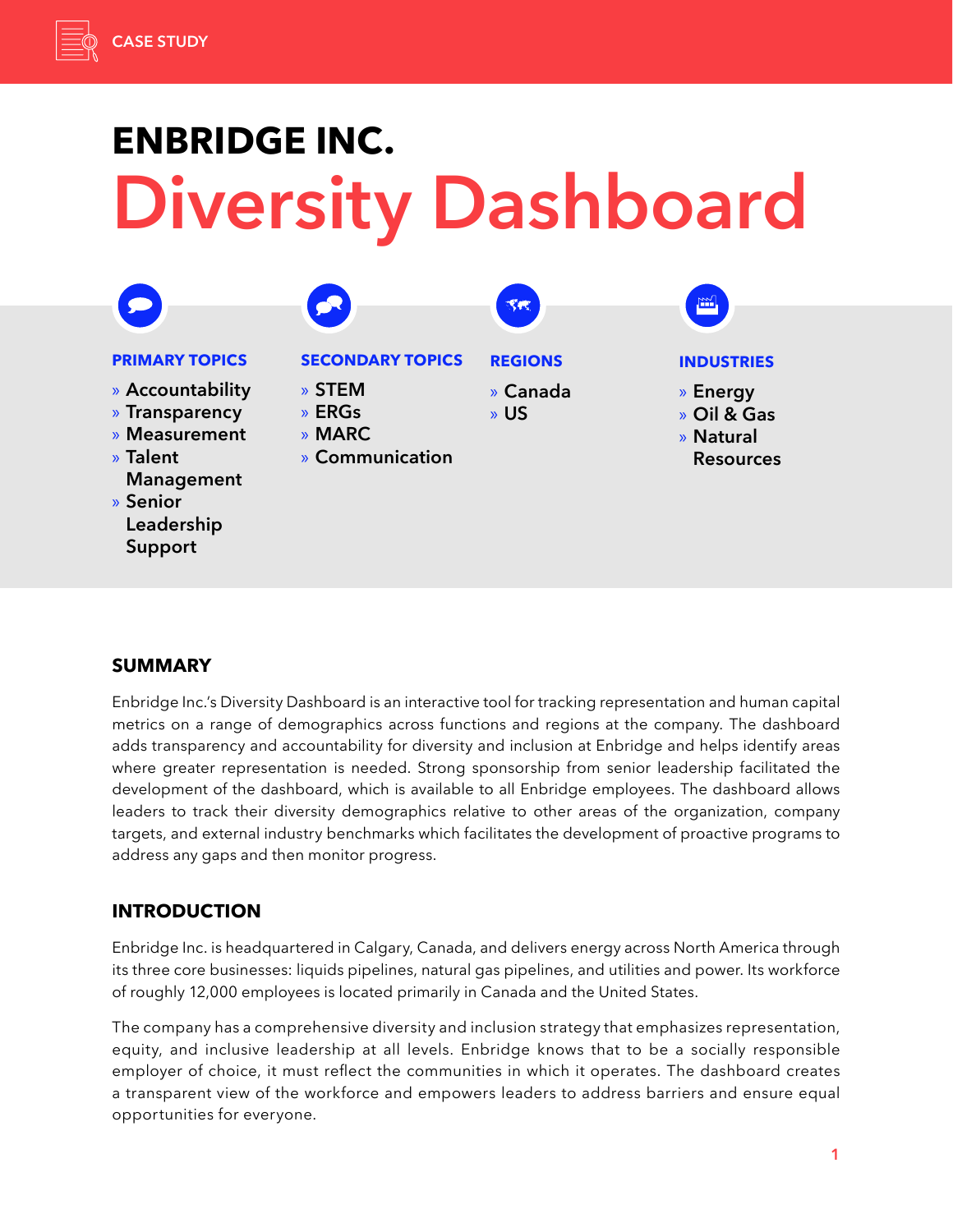CASE STUDY

# ENBRIDGE INC.

# Diversity Dashboard

**PRIMARY TOPICS**
- Accountability
- Transparency
- Measurement
- Talent Management
- Senior Leadership Support

**SECONDARY TOPICS**
- STEM
- ERGs
- MARC
- Communication

**REGIONS**
- Canada
- US

**INDUSTRIES**
- Energy
- Oil & Gas
- Natural Resources

## SUMMARY

Enbridge Inc.'s Diversity Dashboard is an interactive tool for tracking representation and human capital metrics on a range of demographics across functions and regions at the company. The dashboard adds transparency and accountability for diversity and inclusion at Enbridge and helps identify areas where greater representation is needed. Strong sponsorship from senior leadership facilitated the development of the dashboard, which is available to all Enbridge employees. The dashboard allows leaders to track their diversity demographics relative to other areas of the organization, company targets, and external industry benchmarks which facilitates the development of proactive programs to address any gaps and then monitor progress.

## INTRODUCTION

Enbridge Inc. is headquartered in Calgary, Canada, and delivers energy across North America through its three core businesses: liquids pipelines, natural gas pipelines, and utilities and power. Its workforce of roughly 12,000 employees is located primarily in Canada and the United States.

The company has a comprehensive diversity and inclusion strategy that emphasizes representation, equity, and inclusive leadership at all levels. Enbridge knows that to be a socially responsible employer of choice, it must reflect the communities in which it operates. The dashboard creates a transparent view of the workforce and empowers leaders to address barriers and ensure equal opportunities for everyone.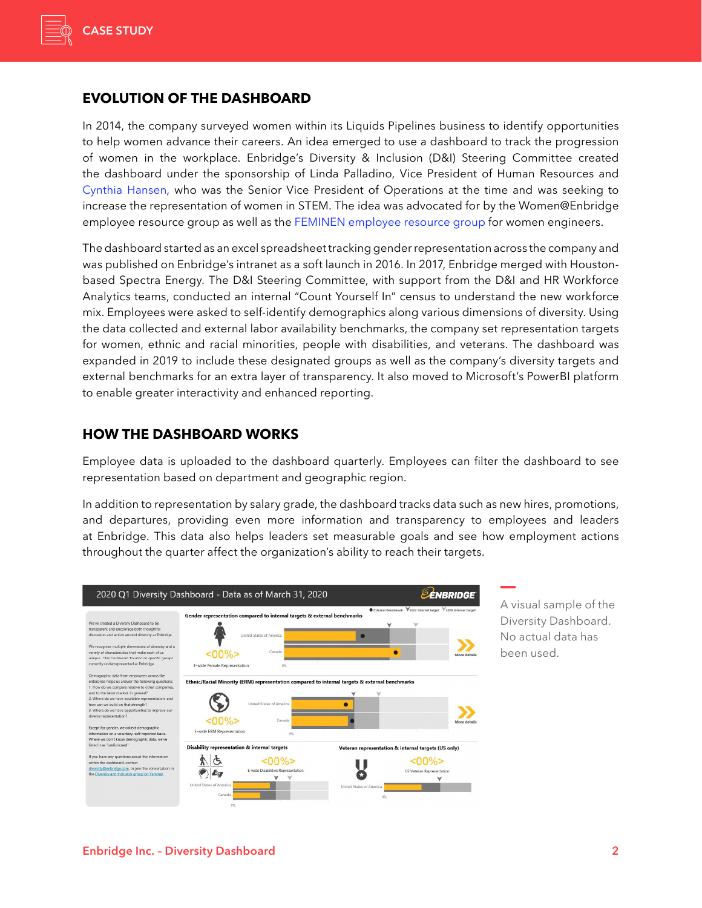## EVOLUTION OF THE DASHBOARD

In 2014, the company surveyed women within its Liquids Pipelines business to identify opportunities to help women advance their careers. An idea emerged to use a dashboard to track the progression of women in the workplace. Enbridge's Diversity & Inclusion (D&I) Steering Committee created the dashboard under the sponsorship of Linda Palladino, Vice President of Human Resources and Cynthia Hansen, who was the Senior Vice President of Operations at the time and was seeking to increase the representation of women in STEM. The idea was advocated for by the Women@Enbridge employee resource group as well as the FEMINEN employee resource group for women engineers.

The dashboard started as an excel spreadsheet tracking gender representation across the company and was published on Enbridge's intranet as a soft launch in 2016. In 2017, Enbridge merged with Houston-based Spectra Energy. The D&I Steering Committee, with support from the D&I and HR Workforce Analytics teams, conducted an internal "Count Yourself In" census to understand the new workforce mix. Employees were asked to self-identify demographics along various dimensions of diversity. Using the data collected and external labor availability benchmarks, the company set representation targets for women, ethnic and racial minorities, people with disabilities, and veterans. The dashboard was expanded in 2019 to include these designated groups as well as the company's diversity targets and external benchmarks for an extra layer of transparency. It also moved to Microsoft's PowerBI platform to enable greater interactivity and enhanced reporting.

## HOW THE DASHBOARD WORKS

Employee data is uploaded to the dashboard quarterly. Employees can filter the dashboard to see representation based on department and geographic region.

In addition to representation by salary grade, the dashboard tracks data such as new hires, promotions, and departures, providing even more information and transparency to employees and leaders at Enbridge. This data also helps leaders set measurable goals and see how employment actions throughout the quarter affect the organization's ability to reach their targets.

A visual sample of the Diversity Dashboard. No actual data has been used.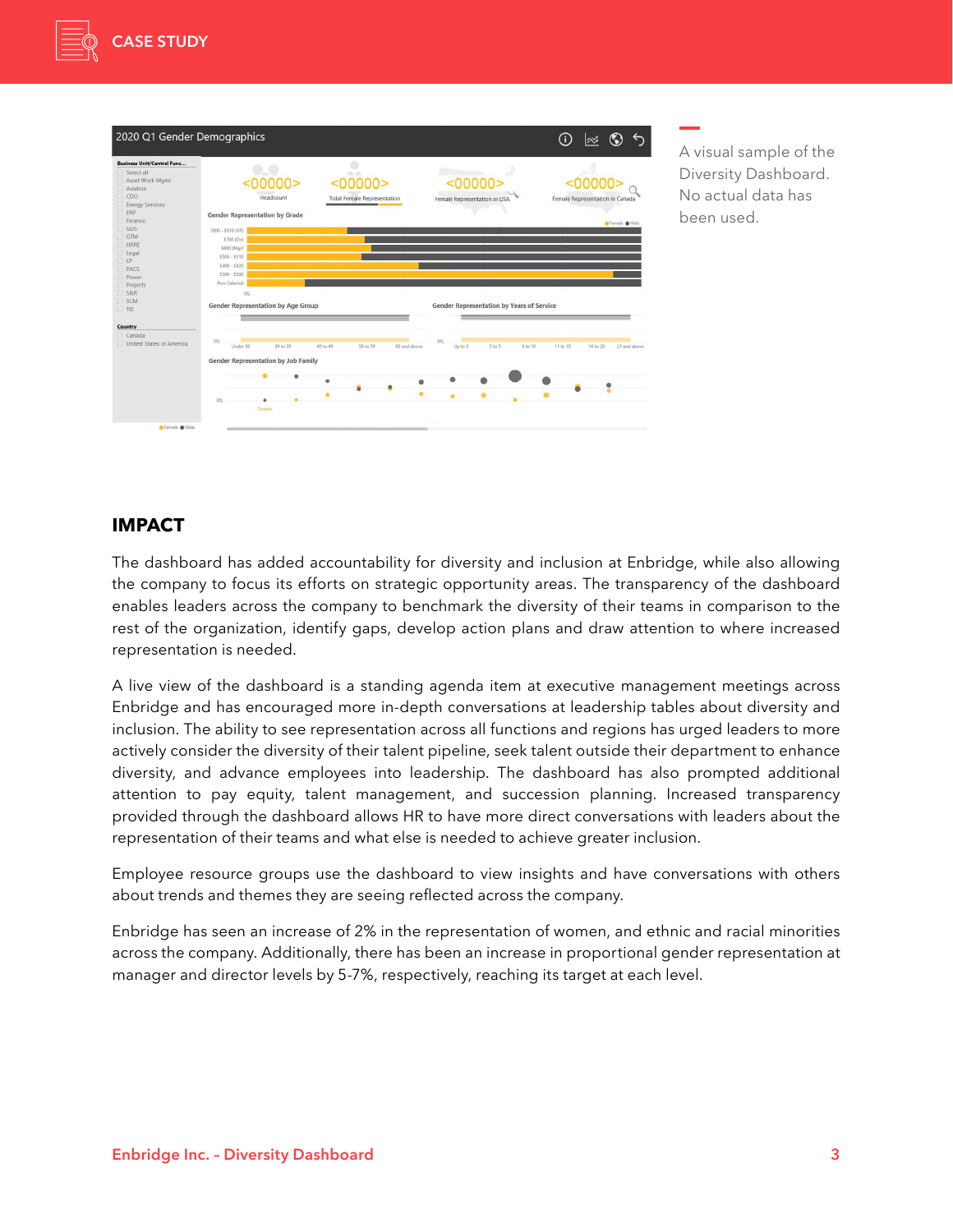A visual sample of the Diversity Dashboard. No actual data has been used.

## IMPACT

The dashboard has added accountability for diversity and inclusion at Enbridge, while also allowing the company to focus its efforts on strategic opportunity areas. The transparency of the dashboard enables leaders across the company to benchmark the diversity of their teams in comparison to the rest of the organization, identify gaps, develop action plans and draw attention to where increased representation is needed.

A live view of the dashboard is a standing agenda item at executive management meetings across Enbridge and has encouraged more in-depth conversations at leadership tables about diversity and inclusion. The ability to see representation across all functions and regions has urged leaders to more actively consider the diversity of their talent pipeline, seek talent outside their department to enhance diversity, and advance employees into leadership. The dashboard has also prompted additional attention to pay equity, talent management, and succession planning. Increased transparency provided through the dashboard allows HR to have more direct conversations with leaders about the representation of their teams and what else is needed to achieve greater inclusion.

Employee resource groups use the dashboard to view insights and have conversations with others about trends and themes they are seeing reflected across the company.

Enbridge has seen an increase of 2% in the representation of women, and ethnic and racial minorities across the company. Additionally, there has been an increase in proportional gender representation at manager and director levels by 5-7%, respectively, reaching its target at each level.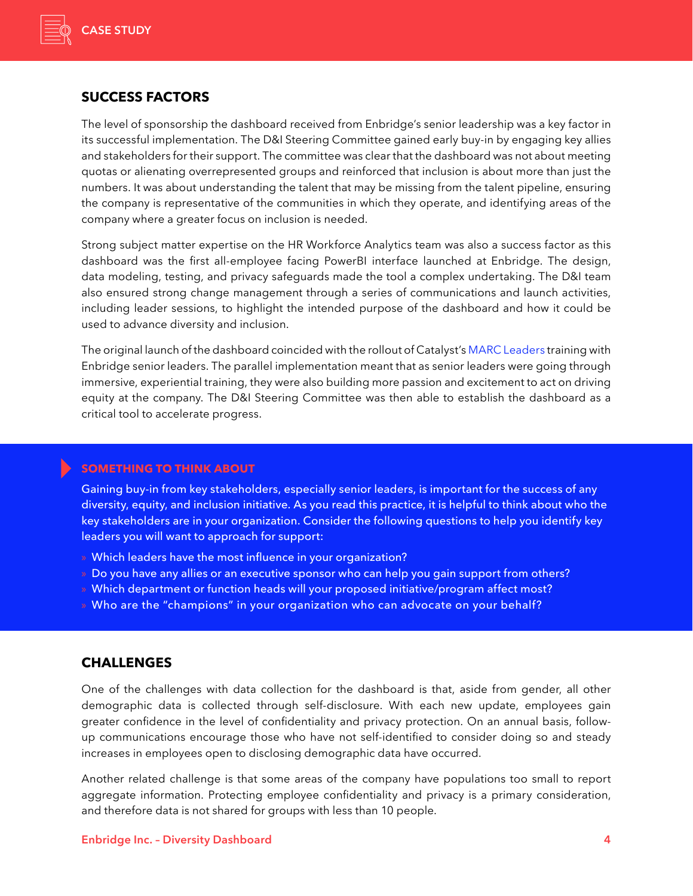## SUCCESS FACTORS

The level of sponsorship the dashboard received from Enbridge's senior leadership was a key factor in its successful implementation. The D&I Steering Committee gained early buy-in by engaging key allies and stakeholders for their support. The committee was clear that the dashboard was not about meeting quotas or alienating overrepresented groups and reinforced that inclusion is about more than just the numbers. It was about understanding the talent that may be missing from the talent pipeline, ensuring the company is representative of the communities in which they operate, and identifying areas of the company where a greater focus on inclusion is needed.

Strong subject matter expertise on the HR Workforce Analytics team was also a success factor as this dashboard was the first all-employee facing PowerBI interface launched at Enbridge. The design, data modeling, testing, and privacy safeguards made the tool a complex undertaking. The D&I team also ensured strong change management through a series of communications and launch activities, including leader sessions, to highlight the intended purpose of the dashboard and how it could be used to advance diversity and inclusion.

The original launch of the dashboard coincided with the rollout of Catalyst's MARC Leaders training with Enbridge senior leaders. The parallel implementation meant that as senior leaders were going through immersive, experiential training, they were also building more passion and excitement to act on driving equity at the company. The D&I Steering Committee was then able to establish the dashboard as a critical tool to accelerate progress.

### SOMETHING TO THINK ABOUT

Gaining buy-in from key stakeholders, especially senior leaders, is important for the success of any diversity, equity, and inclusion initiative. As you read this practice, it is helpful to think about who the key stakeholders are in your organization. Consider the following questions to help you identify key leaders you will want to approach for support:

- Which leaders have the most influence in your organization?
- Do you have any allies or an executive sponsor who can help you gain support from others?
- Which department or function heads will your proposed initiative/program affect most?
- Who are the "champions" in your organization who can advocate on your behalf?

## CHALLENGES

One of the challenges with data collection for the dashboard is that, aside from gender, all other demographic data is collected through self-disclosure. With each new update, employees gain greater confidence in the level of confidentiality and privacy protection. On an annual basis, follow-up communications encourage those who have not self-identified to consider doing so and steady increases in employees open to disclosing demographic data have occurred.

Another related challenge is that some areas of the company have populations too small to report aggregate information. Protecting employee confidentiality and privacy is a primary consideration, and therefore data is not shared for groups with less than 10 people.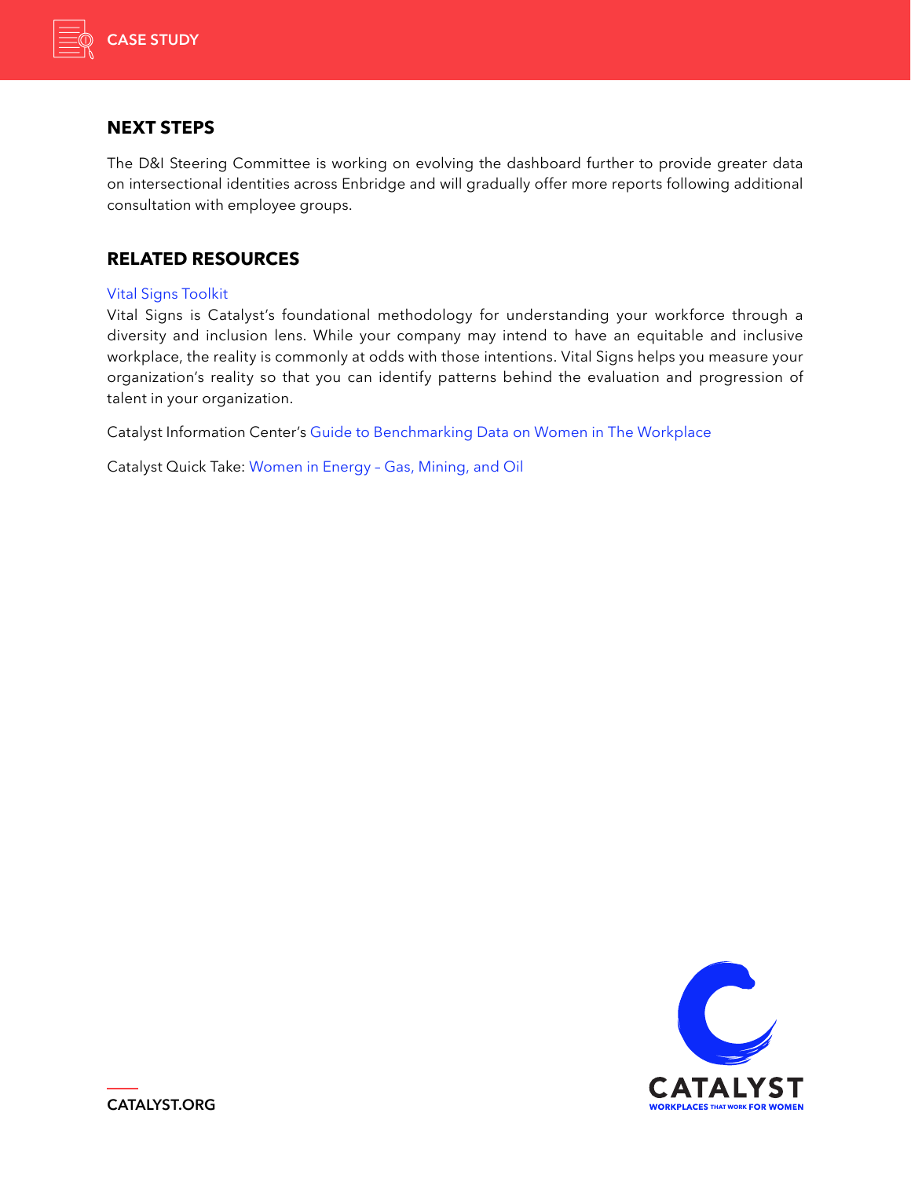## NEXT STEPS

The D&I Steering Committee is working on evolving the dashboard further to provide greater data on intersectional identities across Enbridge and will gradually offer more reports following additional consultation with employee groups.

## RELATED RESOURCES

Vital Signs Toolkit
Vital Signs is Catalyst's foundational methodology for understanding your workforce through a diversity and inclusion lens. While your company may intend to have an equitable and inclusive workplace, the reality is commonly at odds with those intentions. Vital Signs helps you measure your organization's reality so that you can identify patterns behind the evaluation and progression of talent in your organization.

Catalyst Information Center's Guide to Benchmarking Data on Women in The Workplace

Catalyst Quick Take: Women in Energy – Gas, Mining, and Oil